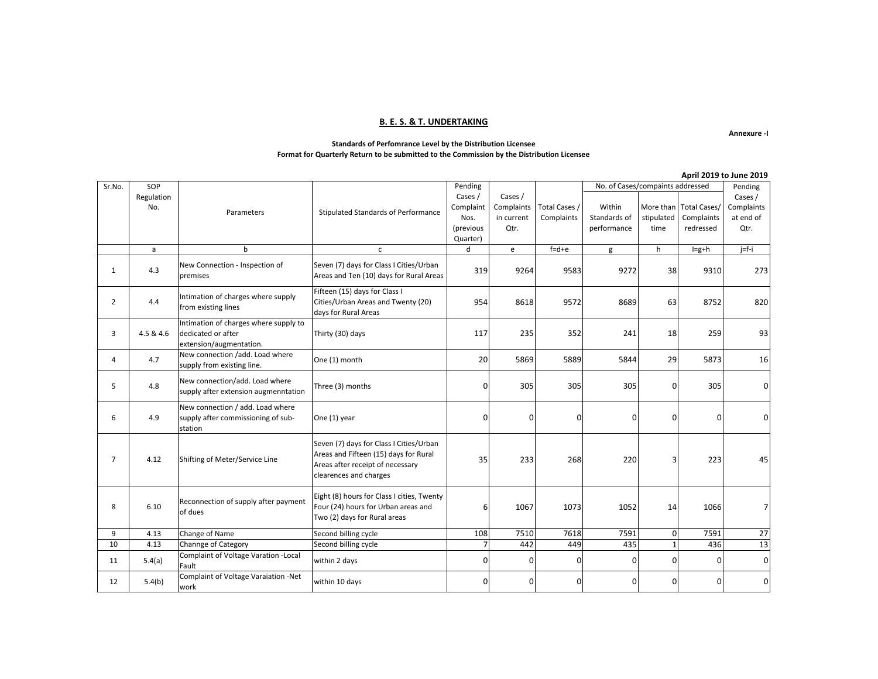## B. E. S. & T. UNDERTAKING

**Annexure -I**

**Standards of Perfomrance Level by the Distribution Licensee**
**Format for Quarterly Return to be submitted to the Commission by the Distribution Licensee**

**April 2019 to June 2019**

| Sr.No. | SOP Regulation No. | Parameters | Stipulated Standards of Performance | Pending Cases / Complaint Nos. (previous Quarter) | Cases / Complaints in current Qtr. | Total Cases / Complaints | No. of Cases/compaints addressed | | | Pending Cases / Complaints at end of Qtr. |
|---|---|---|---|---|---|---|---|---|---|---|
| | | | | | | | Within Standards of performance | More than stipulated time | Total Cases/ Complaints redressed | |
| | a | b | c | d | e | f=d+e | g | h | I=g+h | j=f-i |
| 1 | 4.3 | New Connection - Inspection of premises | Seven (7) days for Class I Cities/Urban Areas and Ten (10) days for Rural Areas | 319 | 9264 | 9583 | 9272 | 38 | 9310 | 273 |
| 2 | 4.4 | Intimation of charges where supply from existing lines | Fifteen (15) days for Class I Cities/Urban Areas and Twenty (20) days for Rural Areas | 954 | 8618 | 9572 | 8689 | 63 | 8752 | 820 |
| 3 | 4.5 & 4.6 | Intimation of charges where supply to dedicated or after extension/augmentation. | Thirty (30) days | 117 | 235 | 352 | 241 | 18 | 259 | 93 |
| 4 | 4.7 | New connection /add. Load where supply from existing line. | One (1) month | 20 | 5869 | 5889 | 5844 | 29 | 5873 | 16 |
| 5 | 4.8 | New connection/add. Load where supply after extension augmenntation | Three (3) months | 0 | 305 | 305 | 305 | 0 | 305 | 0 |
| 6 | 4.9 | New connection / add. Load where supply after commissioning of sub-station | One (1) year | 0 | 0 | 0 | 0 | 0 | 0 | 0 |
| 7 | 4.12 | Shifting of Meter/Service Line | Seven (7) days for Class I Cities/Urban Areas and Fifteen (15) days for Rural Areas after receipt of necessary clearences and charges | 35 | 233 | 268 | 220 | 3 | 223 | 45 |
| 8 | 6.10 | Reconnection of supply after payment of dues | Eight (8) hours for Class I cities, Twenty Four (24) hours for Urban areas and Two (2) days for Rural areas | 6 | 1067 | 1073 | 1052 | 14 | 1066 | 7 |
| 9 | 4.13 | Change of Name | Second billing cycle | 108 | 7510 | 7618 | 7591 | 0 | 7591 | 27 |
| 10 | 4.13 | Channge of Category | Second billing cycle | 7 | 442 | 449 | 435 | 1 | 436 | 13 |
| 11 | 5.4(a) | Complaint of Voltage Varation -Local Fault | within 2 days | 0 | 0 | 0 | 0 | 0 | 0 | 0 |
| 12 | 5.4(b) | Complaint of Voltage Varaiation -Net work | within 10 days | 0 | 0 | 0 | 0 | 0 | 0 | 0 |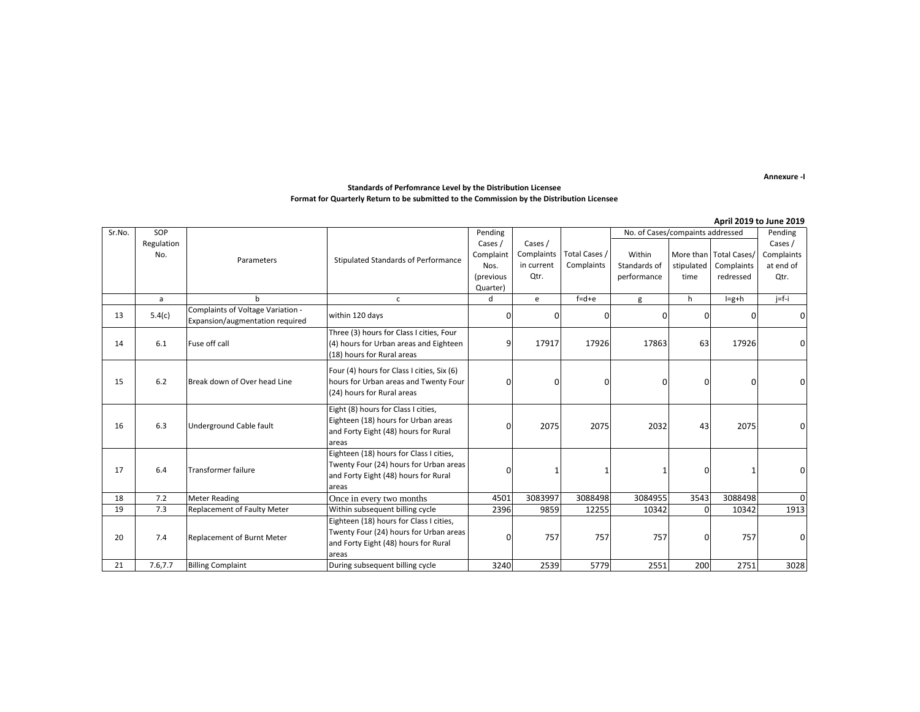Annexure -I

**Standards of Perfomrance Level by the Distribution Licensee**
**Format for Quarterly Return to be submitted to the Commission by the Distribution Licensee**

**April 2019 to June 2019**

| Sr.No. | SOP Regulation No. | Parameters | Stipulated Standards of Performance | Pending Cases / Complaint Nos. (previous Quarter) | Cases / Complaints in current Qtr. | Total Cases / Complaints | No. of Cases/compaints addressed | | | Pending Cases / Complaints at end of Qtr. |
|---|---|---|---|---|---|---|---|---|---|---|
| | | | | | | | Within Standards of performance | More than stipulated time | Total Cases/ Complaints redressed | |
| | a | b | c | d | e | f=d+e | g | h | I=g+h | j=f-i |
| 13 | 5.4(c) | Complaints of Voltage Variation - Expansion/augmentation required | within 120 days | 0 | 0 | 0 | 0 | 0 | 0 | 0 |
| 14 | 6.1 | Fuse off call | Three (3) hours for Class I cities, Four (4) hours for Urban areas and Eighteen (18) hours for Rural areas | 9 | 17917 | 17926 | 17863 | 63 | 17926 | 0 |
| 15 | 6.2 | Break down of Over head Line | Four (4) hours for Class I cities, Six (6) hours for Urban areas and Twenty Four (24) hours for Rural areas | 0 | 0 | 0 | 0 | 0 | 0 | 0 |
| 16 | 6.3 | Underground Cable fault | Eight (8) hours for Class I cities, Eighteen (18) hours for Urban areas and Forty Eight (48) hours for Rural areas | 0 | 2075 | 2075 | 2032 | 43 | 2075 | 0 |
| 17 | 6.4 | Transformer failure | Eighteen (18) hours for Class I cities, Twenty Four (24) hours for Urban areas and Forty Eight (48) hours for Rural areas | 0 | 1 | 1 | 1 | 0 | 1 | 0 |
| 18 | 7.2 | Meter Reading | Once in every two months | 4501 | 3083997 | 3088498 | 3084955 | 3543 | 3088498 | 0 |
| 19 | 7.3 | Replacement of Faulty Meter | Within subsequent billing cycle | 2396 | 9859 | 12255 | 10342 | 0 | 10342 | 1913 |
| 20 | 7.4 | Replacement of Burnt Meter | Eighteen (18) hours for Class I cities, Twenty Four (24) hours for Urban areas and Forty Eight (48) hours for Rural areas | 0 | 757 | 757 | 757 | 0 | 757 | 0 |
| 21 | 7.6,7.7 | Billing Complaint | During subsequent billing cycle | 3240 | 2539 | 5779 | 2551 | 200 | 2751 | 3028 |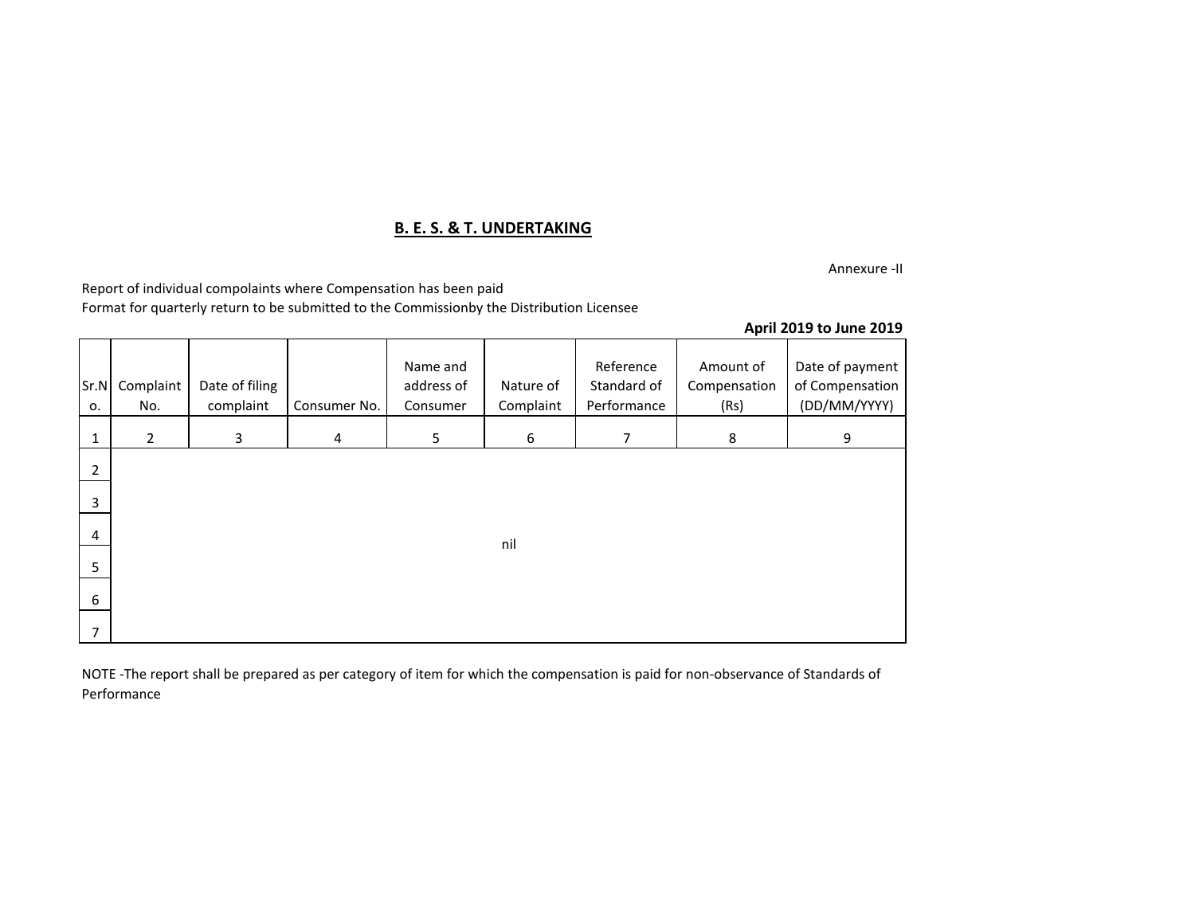## B. E. S. & T. UNDERTAKING

Annexure -II

Report of individual compolaints where Compensation has been paid
Format for quarterly return to be submitted to the Commissionby the Distribution Licensee

**April 2019 to June 2019**

| Sr.No. | Complaint No. | Date of filing complaint | Consumer No. | Name and address of Consumer | Nature of Complaint | Reference Standard of Performance | Amount of Compensation (Rs) | Date of payment of Compensation (DD/MM/YYYY) |
|---|---|---|---|---|---|---|---|---|
| 1 | 2 | 3 | 4 | 5 | 6 | 7 | 8 | 9 |
| 2 | | | | | | | | |
| 3 | | | | | | | | |
| 4 | | | | | nil | | | |
| 5 | | | | | | | | |
| 6 | | | | | | | | |
| 7 | | | | | | | | |

NOTE -The report shall be prepared as per category of item for which the compensation is paid for non-observance of Standards of Performance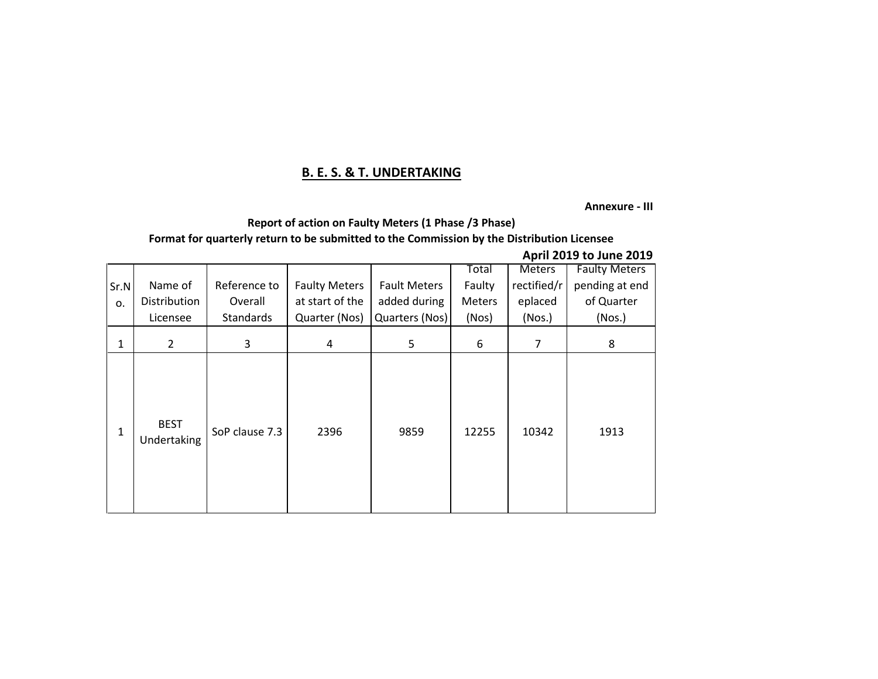## B. E. S. & T. UNDERTAKING

**Annexure - III**

**Report of action on Faulty Meters (1 Phase /3 Phase)**

**Format for quarterly return to be submitted to the Commission by the Distribution Licensee**

**April 2019 to June 2019**

| Sr.No. | Name of Distribution Licensee | Reference to Overall Standards | Faulty Meters at start of the Quarter (Nos) | Fault Meters added during Quarters (Nos) | Total Faulty Meters (Nos) | Meters rectified/replaced (Nos.) | Faulty Meters pending at end of Quarter (Nos.) |
|---|---|---|---|---|---|---|---|
| 1 | 2 | 3 | 4 | 5 | 6 | 7 | 8 |
| 1 | BEST Undertaking | SoP clause 7.3 | 2396 | 9859 | 12255 | 10342 | 1913 |